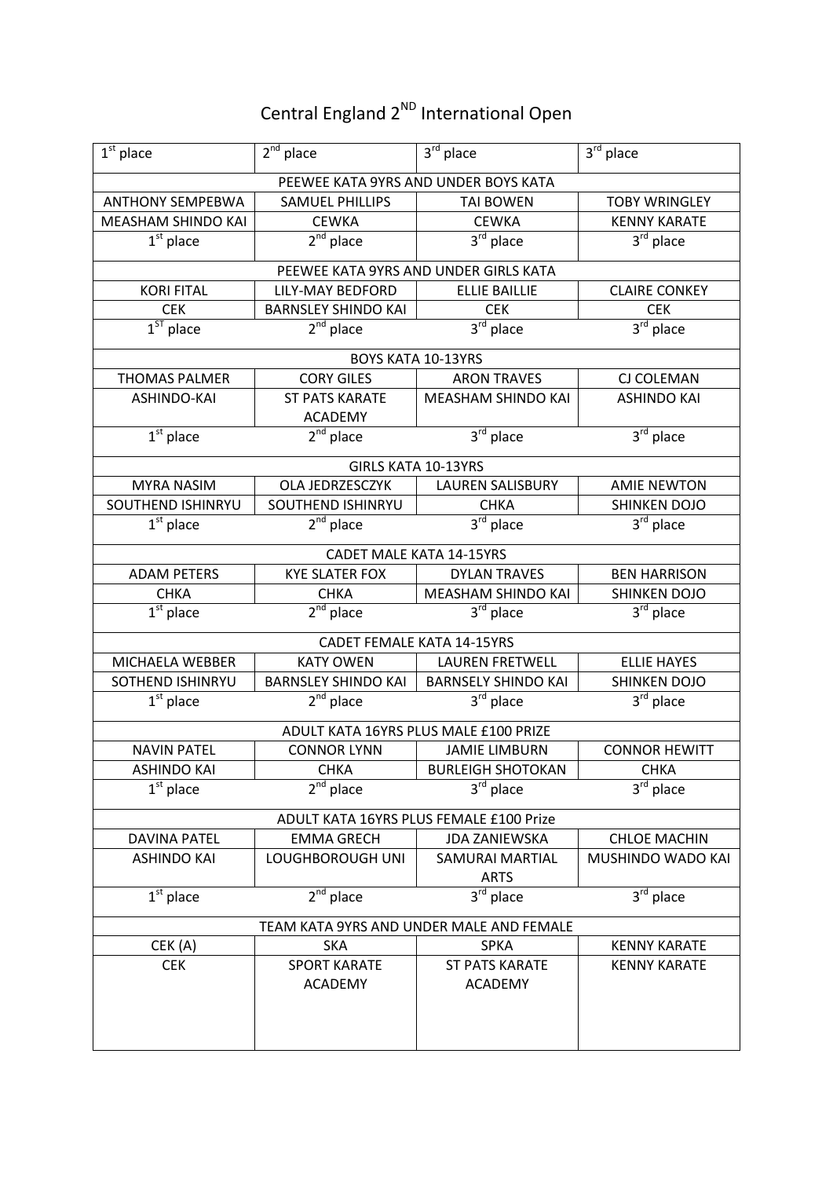# Central England 2[ND] International Open

| 1st place | 2nd place | 3rd place | 3rd place |
|---|---|---|---|
| PEEWEE KATA 9YRS AND UNDER BOYS KATA | | | |
| ANTHONY SEMPEBWA | SAMUEL PHILLIPS | TAI BOWEN | TOBY WRINGLEY |
| MEASHAM SHINDO KAI | CEWKA | CEWKA | KENNY KARATE |
| 1st place | 2nd place | 3rd place | 3rd place |
| PEEWEE KATA 9YRS AND UNDER GIRLS KATA | | | |
| KORI FITAL | LILY-MAY BEDFORD | ELLIE BAILLIE | CLAIRE CONKEY |
| CEK | BARNSLEY SHINDO KAI | CEK | CEK |
| 1ST place | 2nd place | 3rd place | 3rd place |
| BOYS KATA 10-13YRS | | | |
| THOMAS PALMER | CORY GILES | ARON TRAVES | CJ COLEMAN |
| ASHINDO-KAI | ST PATS KARATE ACADEMY | MEASHAM SHINDO KAI | ASHINDO KAI |
| 1st place | 2nd place | 3rd place | 3rd place |
| GIRLS KATA 10-13YRS | | | |
| MYRA NASIM | OLA JEDRZESCZYK | LAUREN SALISBURY | AMIE NEWTON |
| SOUTHEND ISHINRYU | SOUTHEND ISHINRYU | CHKA | SHINKEN DOJO |
| 1st place | 2nd place | 3rd place | 3rd place |
| CADET MALE KATA 14-15YRS | | | |
| ADAM PETERS | KYE SLATER FOX | DYLAN TRAVES | BEN HARRISON |
| CHKA | CHKA | MEASHAM SHINDO KAI | SHINKEN DOJO |
| 1st place | 2nd place | 3rd place | 3rd place |
| CADET FEMALE KATA 14-15YRS | | | |
| MICHAELA WEBBER | KATY OWEN | LAUREN FRETWELL | ELLIE HAYES |
| SOTHEND ISHINRYU | BARNSLEY SHINDO KAI | BARNSELY SHINDO KAI | SHINKEN DOJO |
| 1st place | 2nd place | 3rd place | 3rd place |
| ADULT KATA 16YRS PLUS MALE £100 PRIZE | | | |
| NAVIN PATEL | CONNOR LYNN | JAMIE LIMBURN | CONNOR HEWITT |
| ASHINDO KAI | CHKA | BURLEIGH SHOTOKAN | CHKA |
| 1st place | 2nd place | 3rd place | 3rd place |
| ADULT KATA 16YRS PLUS FEMALE £100 Prize | | | |
| DAVINA PATEL | EMMA GRECH | JDA ZANIEWSKA | CHLOE MACHIN |
| ASHINDO KAI | LOUGHBOROUGH UNI | SAMURAI MARTIAL ARTS | MUSHINDO WADO KAI |
| 1st place | 2nd place | 3rd place | 3rd place |
| TEAM KATA 9YRS AND UNDER MALE AND FEMALE | | | |
| CEK (A) | SKA | SPKA | KENNY KARATE |
| CEK | SPORT KARATE ACADEMY | ST PATS KARATE ACADEMY | KENNY KARATE |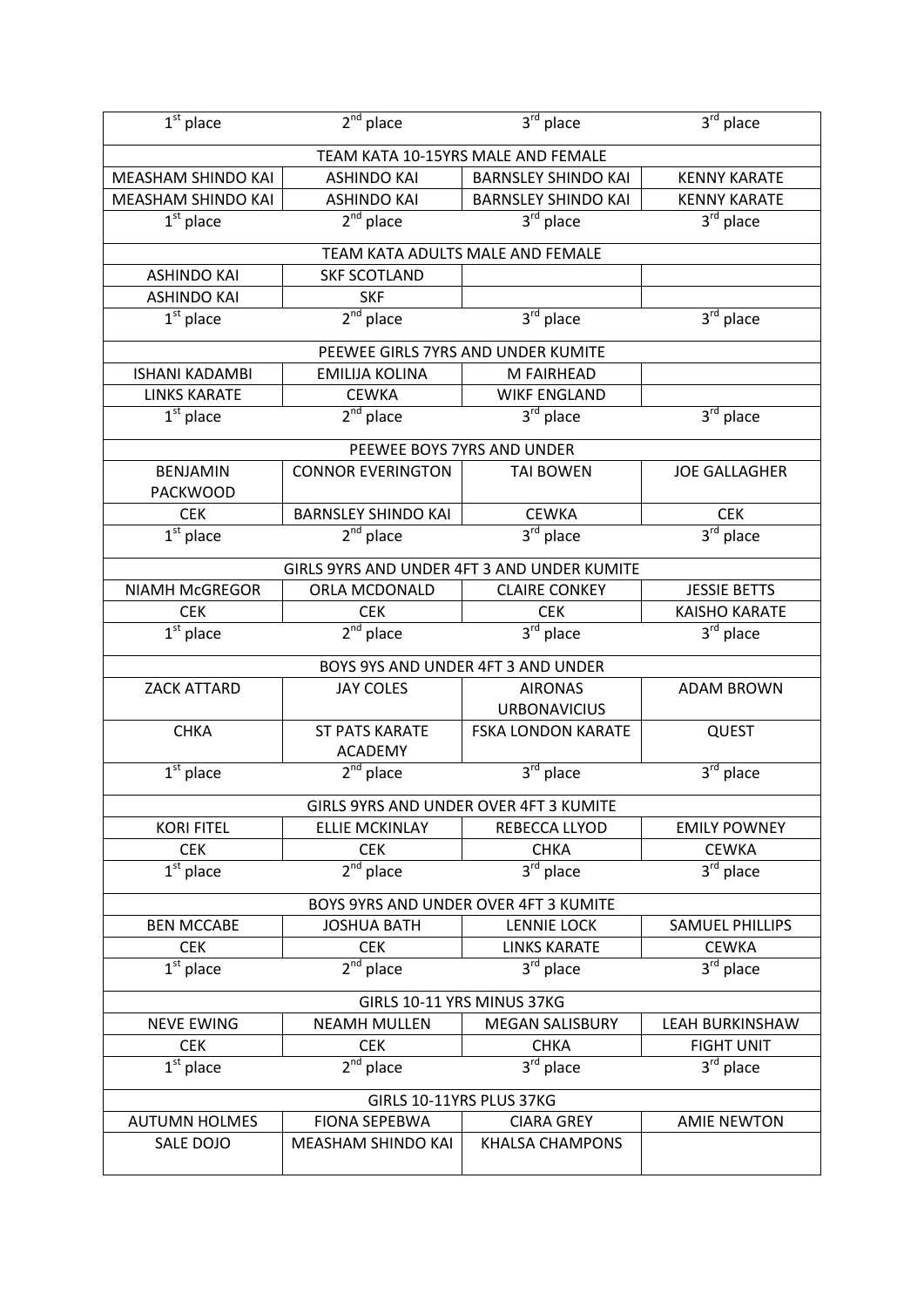| 1st place | 2nd place | 3rd place | 3rd place |
|---|---|---|---|
| TEAM KATA 10-15YRS MALE AND FEMALE | | | |
| MEASHAM SHINDO KAI | ASHINDO KAI | BARNSLEY SHINDO KAI | KENNY KARATE |
| MEASHAM SHINDO KAI | ASHINDO KAI | BARNSLEY SHINDO KAI | KENNY KARATE |
| 1st place | 2nd place | 3rd place | 3rd place |
| TEAM KATA ADULTS MALE AND FEMALE | | | |
| ASHINDO KAI | SKF SCOTLAND | | |
| ASHINDO KAI | SKF | | |
| 1st place | 2nd place | 3rd place | 3rd place |
| PEEWEE GIRLS 7YRS AND UNDER KUMITE | | | |
| ISHANI KADAMBI | EMILIJA KOLINA | M FAIRHEAD | |
| LINKS KARATE | CEWKA | WIKF ENGLAND | |
| 1st place | 2nd place | 3rd place | 3rd place |
| PEEWEE BOYS 7YRS AND UNDER | | | |
| BENJAMIN PACKWOOD | CONNOR EVERINGTON | TAI BOWEN | JOE GALLAGHER |
| CEK | BARNSLEY SHINDO KAI | CEWKA | CEK |
| 1st place | 2nd place | 3rd place | 3rd place |
| GIRLS 9YRS AND UNDER 4FT 3 AND UNDER KUMITE | | | |
| NIAMH McGREGOR | ORLA MCDONALD | CLAIRE CONKEY | JESSIE BETTS |
| CEK | CEK | CEK | KAISHO KARATE |
| 1st place | 2nd place | 3rd place | 3rd place |
| BOYS 9YS AND UNDER 4FT 3 AND UNDER | | | |
| ZACK ATTARD | JAY COLES | AIRONAS URBONAVICIUS | ADAM BROWN |
| CHKA | ST PATS KARATE ACADEMY | FSKA LONDON KARATE | QUEST |
| 1st place | 2nd place | 3rd place | 3rd place |
| GIRLS 9YRS AND UNDER OVER 4FT 3 KUMITE | | | |
| KORI FITEL | ELLIE MCKINLAY | REBECCA LLYOD | EMILY POWNEY |
| CEK | CEK | CHKA | CEWKA |
| 1st place | 2nd place | 3rd place | 3rd place |
| BOYS 9YRS AND UNDER OVER 4FT 3 KUMITE | | | |
| BEN MCCABE | JOSHUA BATH | LENNIE LOCK | SAMUEL PHILLIPS |
| CEK | CEK | LINKS KARATE | CEWKA |
| 1st place | 2nd place | 3rd place | 3rd place |
| GIRLS 10-11 YRS MINUS 37KG | | | |
| NEVE EWING | NEAMH MULLEN | MEGAN SALISBURY | LEAH BURKINSHAW |
| CEK | CEK | CHKA | FIGHT UNIT |
| 1st place | 2nd place | 3rd place | 3rd place |
| GIRLS 10-11YRS PLUS 37KG | | | |
| AUTUMN HOLMES | FIONA SEPEBWA | CIARA GREY | AMIE NEWTON |
| SALE DOJO | MEASHAM SHINDO KAI | KHALSA CHAMPONS | |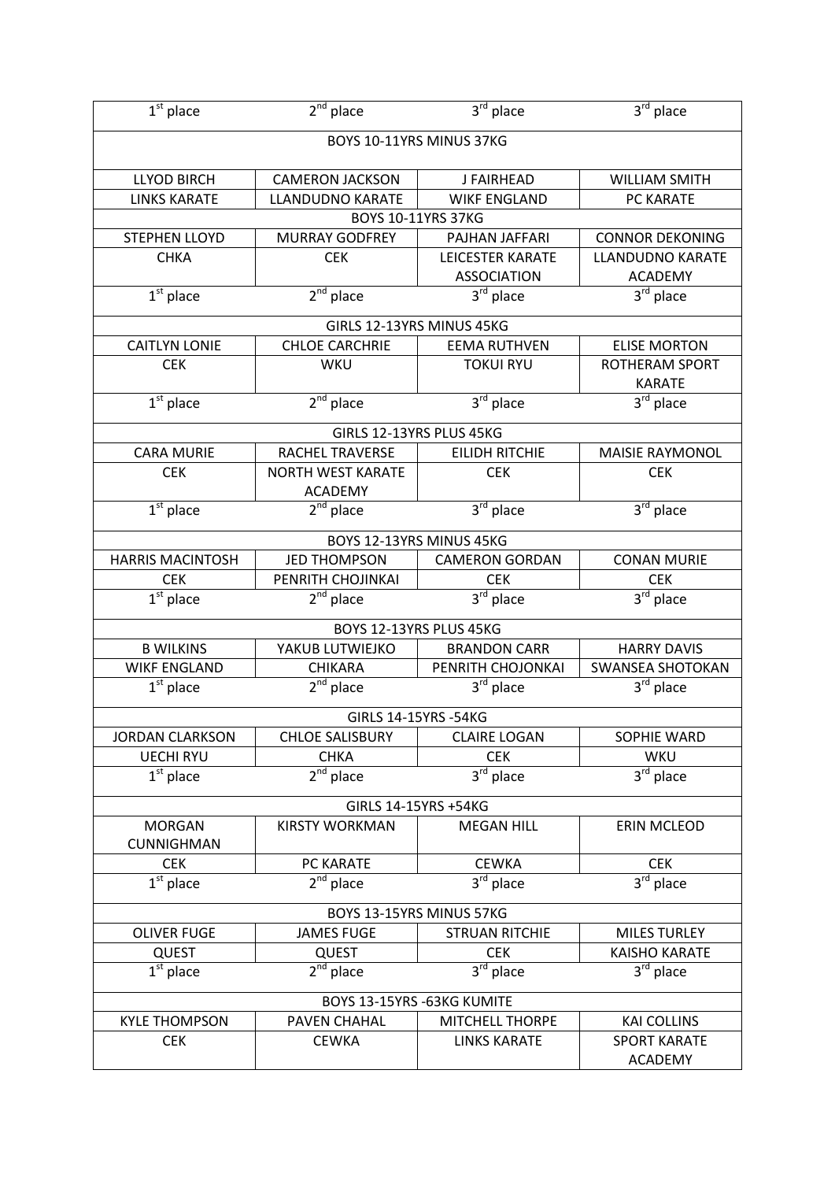| 1st place | 2nd place | 3rd place | 3rd place |
|---|---|---|---|
| BOYS 10-11YRS MINUS 37KG | | | |
| LLYOD BIRCH | CAMERON JACKSON | J FAIRHEAD | WILLIAM SMITH |
| LINKS KARATE | LLANDUDNO KARATE | WIKF ENGLAND | PC KARATE |
| BOYS 10-11YRS 37KG | | | |
| STEPHEN LLOYD | MURRAY GODFREY | PAJHAN JAFFARI | CONNOR DEKONING |
| CHKA | CEK | LEICESTER KARATE ASSOCIATION | LLANDUDNO KARATE ACADEMY |
| 1st place | 2nd place | 3rd place | 3rd place |
| GIRLS 12-13YRS MINUS 45KG | | | |
| CAITLYN LONIE | CHLOE CARCHRIE | EEMA RUTHVEN | ELISE MORTON |
| CEK | WKU | TOKUI RYU | ROTHERAM SPORT KARATE |
| 1st place | 2nd place | 3rd place | 3rd place |
| GIRLS 12-13YRS PLUS 45KG | | | |
| CARA MURIE | RACHEL TRAVERSE | EILIDH RITCHIE | MAISIE RAYMONOL |
| CEK | NORTH WEST KARATE ACADEMY | CEK | CEK |
| 1st place | 2nd place | 3rd place | 3rd place |
| BOYS 12-13YRS MINUS 45KG | | | |
| HARRIS MACINTOSH | JED THOMPSON | CAMERON GORDAN | CONAN MURIE |
| CEK | PENRITH CHOJINKAI | CEK | CEK |
| 1st place | 2nd place | 3rd place | 3rd place |
| BOYS 12-13YRS PLUS 45KG | | | |
| B WILKINS | YAKUB LUTWIEJKO | BRANDON CARR | HARRY DAVIS |
| WIKF ENGLAND | CHIKARA | PENRITH CHOJONKAI | SWANSEA SHOTOKAN |
| 1st place | 2nd place | 3rd place | 3rd place |
| GIRLS 14-15YRS -54KG | | | |
| JORDAN CLARKSON | CHLOE SALISBURY | CLAIRE LOGAN | SOPHIE WARD |
| UECHI RYU | CHKA | CEK | WKU |
| 1st place | 2nd place | 3rd place | 3rd place |
| GIRLS 14-15YRS +54KG | | | |
| MORGAN CUNNIGHMAN | KIRSTY WORKMAN | MEGAN HILL | ERIN MCLEOD |
| CEK | PC KARATE | CEWKA | CEK |
| 1st place | 2nd place | 3rd place | 3rd place |
| BOYS 13-15YRS MINUS 57KG | | | |
| OLIVER FUGE | JAMES FUGE | STRUAN RITCHIE | MILES TURLEY |
| QUEST | QUEST | CEK | KAISHO KARATE |
| 1st place | 2nd place | 3rd place | 3rd place |
| BOYS 13-15YRS -63KG KUMITE | | | |
| KYLE THOMPSON | PAVEN CHAHAL | MITCHELL THORPE | KAI COLLINS |
| CEK | CEWKA | LINKS KARATE | SPORT KARATE ACADEMY |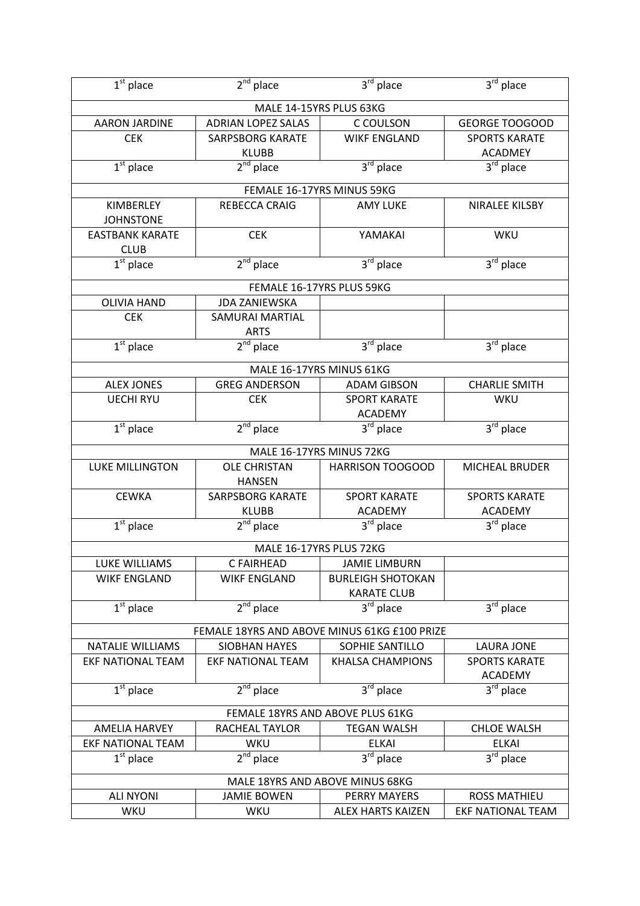| 1st place | 2nd place | 3rd place | 3rd place |
|---|---|---|---|
| MALE 14-15YRS PLUS 63KG | | | |
| AARON JARDINE | ADRIAN LOPEZ SALAS | C COULSON | GEORGE TOOGOOD |
| CEK | SARPSBORG KARATE KLUBB | WIKF ENGLAND | SPORTS KARATE ACADMEY |
| 1st place | 2nd place | 3rd place | 3rd place |
| FEMALE 16-17YRS MINUS 59KG | | | |
| KIMBERLEY JOHNSTONE | REBECCA CRAIG | AMY LUKE | NIRALEE KILSBY |
| EASTBANK KARATE CLUB | CEK | YAMAKAI | WKU |
| 1st place | 2nd place | 3rd place | 3rd place |
| FEMALE 16-17YRS PLUS 59KG | | | |
| OLIVIA HAND | JDA ZANIEWSKA | | |
| CEK | SAMURAI MARTIAL ARTS | | |
| 1st place | 2nd place | 3rd place | 3rd place |
| MALE 16-17YRS MINUS 61KG | | | |
| ALEX JONES | GREG ANDERSON | ADAM GIBSON | CHARLIE SMITH |
| UECHI RYU | CEK | SPORT KARATE ACADEMY | WKU |
| 1st place | 2nd place | 3rd place | 3rd place |
| MALE 16-17YRS MINUS 72KG | | | |
| LUKE MILLINGTON | OLE CHRISTAN HANSEN | HARRISON TOOGOOD | MICHEAL BRUDER |
| CEWKA | SARPSBORG KARATE KLUBB | SPORT KARATE ACADEMY | SPORTS KARATE ACADEMY |
| 1st place | 2nd place | 3rd place | 3rd place |
| MALE 16-17YRS PLUS 72KG | | | |
| LUKE WILLIAMS | C FAIRHEAD | JAMIE LIMBURN | |
| WIKF ENGLAND | WIKF ENGLAND | BURLEIGH SHOTOKAN KARATE CLUB | |
| 1st place | 2nd place | 3rd place | 3rd place |
| FEMALE 18YRS AND ABOVE MINUS 61KG £100 PRIZE | | | |
| NATALIE WILLIAMS | SIOBHAN HAYES | SOPHIE SANTILLO | LAURA JONE |
| EKF NATIONAL TEAM | EKF NATIONAL TEAM | KHALSA CHAMPIONS | SPORTS KARATE ACADEMY |
| 1st place | 2nd place | 3rd place | 3rd place |
| FEMALE 18YRS AND ABOVE PLUS 61KG | | | |
| AMELIA HARVEY | RACHEAL TAYLOR | TEGAN WALSH | CHLOE WALSH |
| EKF NATIONAL TEAM | WKU | ELKAI | ELKAI |
| 1st place | 2nd place | 3rd place | 3rd place |
| MALE 18YRS AND ABOVE MINUS 68KG | | | |
| ALI NYONI | JAMIE BOWEN | PERRY MAYERS | ROSS MATHIEU |
| WKU | WKU | ALEX HARTS KAIZEN | EKF NATIONAL TEAM |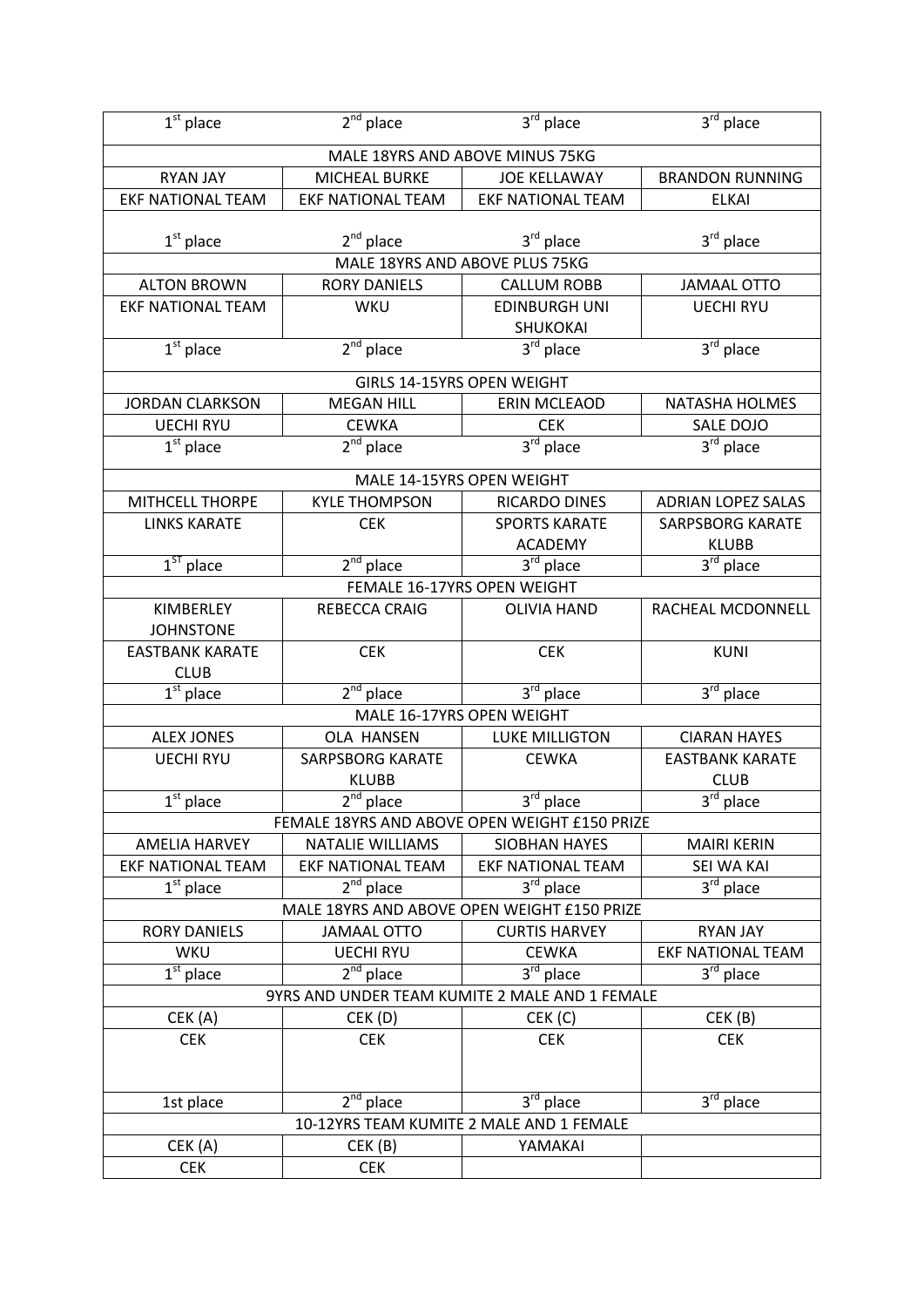| 1st place | 2nd place | 3rd place | 3rd place |
|---|---|---|---|
| MALE 18YRS AND ABOVE MINUS 75KG | | | |
| RYAN JAY | MICHEAL BURKE | JOE KELLAWAY | BRANDON RUNNING |
| EKF NATIONAL TEAM | EKF NATIONAL TEAM | EKF NATIONAL TEAM | ELKAI |
| 1st place | 2nd place | 3rd place | 3rd place |
| MALE 18YRS AND ABOVE PLUS 75KG | | | |
| ALTON BROWN | RORY DANIELS | CALLUM ROBB | JAMAAL OTTO |
| EKF NATIONAL TEAM | WKU | EDINBURGH UNI SHUKOKAI | UECHI RYU |
| 1st place | 2nd place | 3rd place | 3rd place |
| GIRLS 14-15YRS OPEN WEIGHT | | | |
| JORDAN CLARKSON | MEGAN HILL | ERIN MCLEAOD | NATASHA HOLMES |
| UECHI RYU | CEWKA | CEK | SALE DOJO |
| 1st place | 2nd place | 3rd place | 3rd place |
| MALE 14-15YRS OPEN WEIGHT | | | |
| MITHCELL THORPE | KYLE THOMPSON | RICARDO DINES | ADRIAN LOPEZ SALAS |
| LINKS KARATE | CEK | SPORTS KARATE ACADEMY | SARPSBORG KARATE KLUBB |
| 1ST place | 2nd place | 3rd place | 3rd place |
| FEMALE 16-17YRS OPEN WEIGHT | | | |
| KIMBERLEY JOHNSTONE | REBECCA CRAIG | OLIVIA HAND | RACHEAL MCDONNELL |
| EASTBANK KARATE CLUB | CEK | CEK | KUNI |
| 1st place | 2nd place | 3rd place | 3rd place |
| MALE 16-17YRS OPEN WEIGHT | | | |
| ALEX JONES | OLA HANSEN | LUKE MILLIGTON | CIARAN HAYES |
| UECHI RYU | SARPSBORG KARATE KLUBB | CEWKA | EASTBANK KARATE CLUB |
| 1st place | 2nd place | 3rd place | 3rd place |
| FEMALE 18YRS AND ABOVE OPEN WEIGHT £150 PRIZE | | | |
| AMELIA HARVEY | NATALIE WILLIAMS | SIOBHAN HAYES | MAIRI KERIN |
| EKF NATIONAL TEAM | EKF NATIONAL TEAM | EKF NATIONAL TEAM | SEI WA KAI |
| 1st place | 2nd place | 3rd place | 3rd place |
| MALE 18YRS AND ABOVE OPEN WEIGHT £150 PRIZE | | | |
| RORY DANIELS | JAMAAL OTTO | CURTIS HARVEY | RYAN JAY |
| WKU | UECHI RYU | CEWKA | EKF NATIONAL TEAM |
| 1st place | 2nd place | 3rd place | 3rd place |
| 9YRS AND UNDER TEAM KUMITE 2 MALE AND 1 FEMALE | | | |
| CEK (A) | CEK (D) | CEK (C) | CEK (B) |
| CEK | CEK | CEK | CEK |
| 1st place | 2nd place | 3rd place | 3rd place |
| 10-12YRS TEAM KUMITE 2 MALE AND 1 FEMALE | | | |
| CEK (A) | CEK (B) | YAMAKAI | |
| CEK | CEK | | |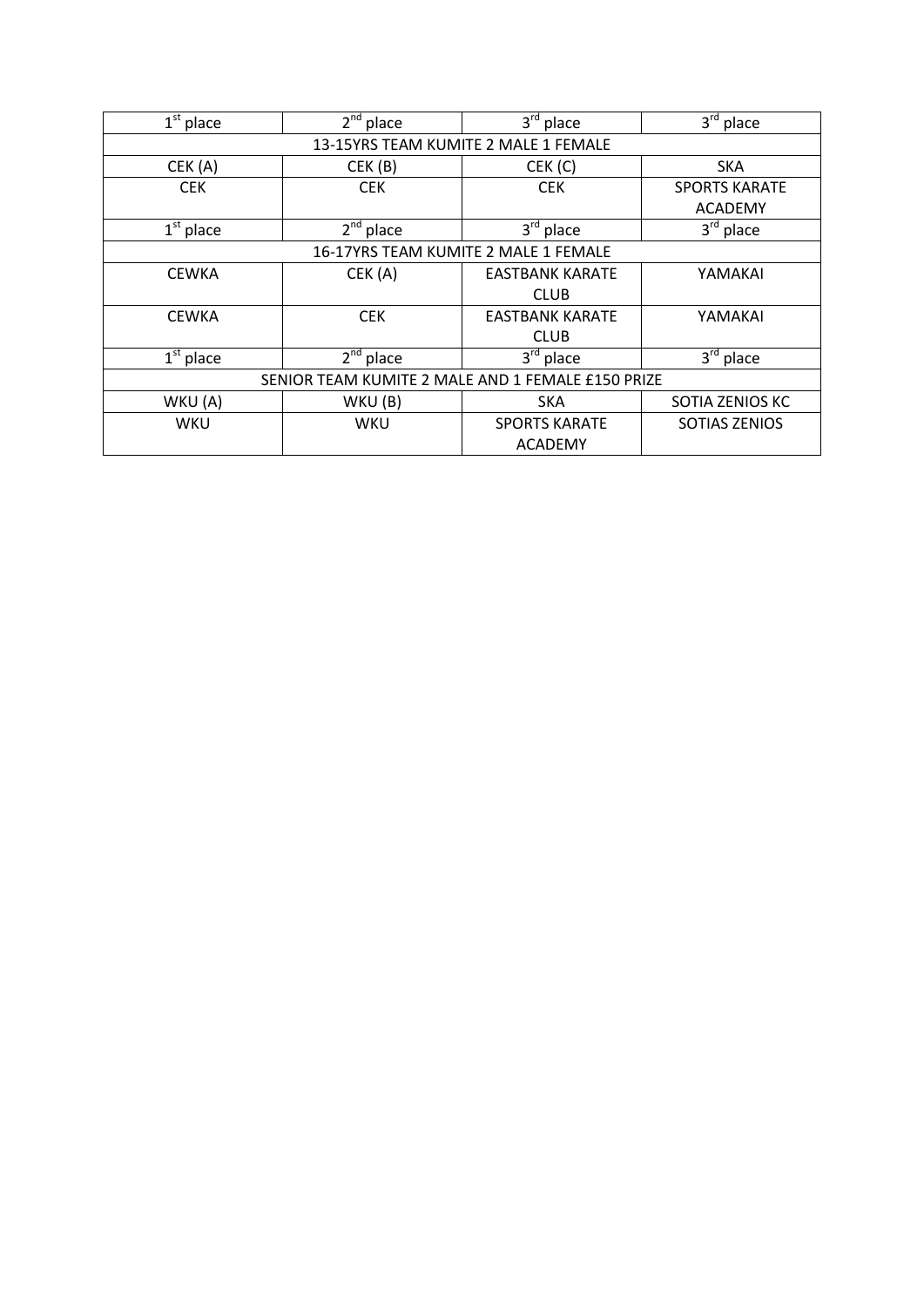| 1st place | 2nd place | 3rd place | 3rd place |
|---|---|---|---|
| 13-15YRS TEAM KUMITE 2 MALE 1 FEMALE | | | |
| CEK (A) | CEK (B) | CEK (C) | SKA |
| CEK | CEK | CEK | SPORTS KARATE ACADEMY |
| 1st place | 2nd place | 3rd place | 3rd place |
| 16-17YRS TEAM KUMITE 2 MALE 1 FEMALE | | | |
| CEWKA | CEK (A) | EASTBANK KARATE CLUB | YAMAKAI |
| CEWKA | CEK | EASTBANK KARATE CLUB | YAMAKAI |
| 1st place | 2nd place | 3rd place | 3rd place |
| SENIOR TEAM KUMITE 2 MALE AND 1 FEMALE £150 PRIZE | | | |
| WKU (A) | WKU (B) | SKA | SOTIA ZENIOS KC |
| WKU | WKU | SPORTS KARATE ACADEMY | SOTIAS ZENIOS |